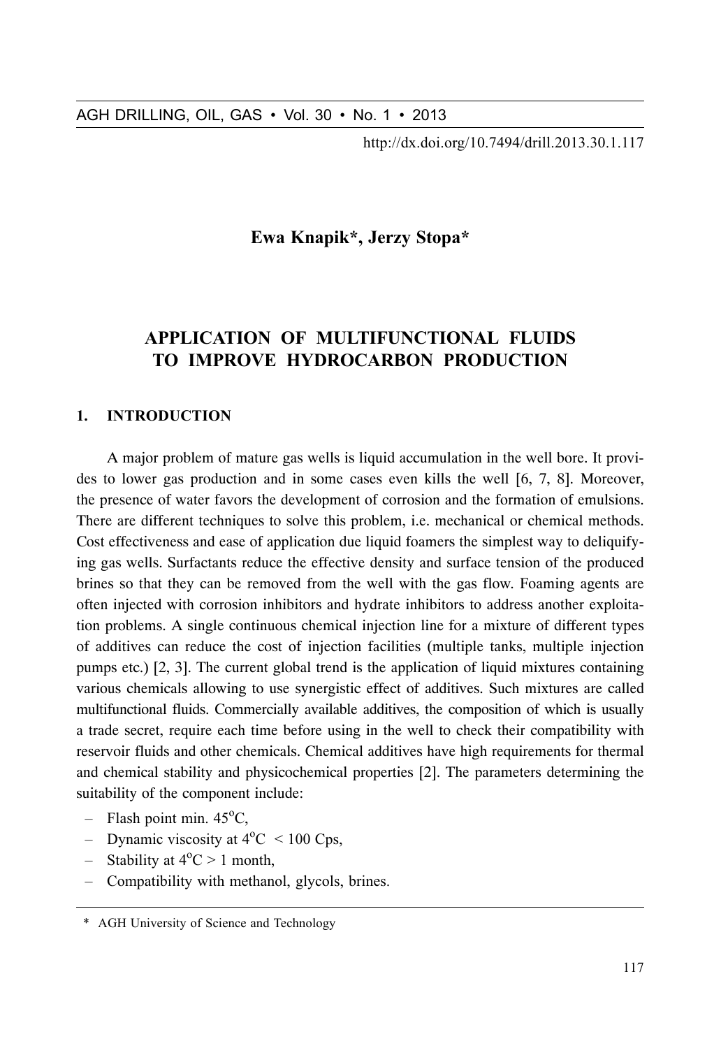Ewa Knapik*, Jerzy Stopa*

# APPLICATION OF MULTIFUNCTIONAL FLUIDS TO IMPROVE HYDROCARBON PRODUCTION

## 1. INTRODUCTION

A major problem of mature gas wells is liquid accumulation in the well bore. It provides to lower gas production and in some cases even kills the well [6, 7, 8]. Moreover, the presence of water favors the development of corrosion and the formation of emulsions. There are different techniques to solve this problem, i.e. mechanical or chemical methods. Cost effectiveness and ease of application due liquid foamers the simplest way to deliquifying gas wells. Surfactants reduce the effective density and surface tension of the produced brines so that they can be removed from the well with the gas flow. Foaming agents are often injected with corrosion inhibitors and hydrate inhibitors to address another exploitation problems. A single continuous chemical injection line for a mixture of different types of additives can reduce the cost of injection facilities (multiple tanks, multiple injection pumps etc.) [2, 3]. The current global trend is the application of liquid mixtures containing various chemicals allowing to use synergistic effect of additives. Such mixtures are called multifunctional fluids. Commercially available additives, the composition of which is usually a trade secret, require each time before using in the well to check their compatibility with reservoir fluids and other chemicals. Chemical additives have high requirements for thermal and chemical stability and physicochemical properties [2]. The parameters determining the suitability of the component include:

- Flash point min. $45^{o}$C,
- Dynamic viscosity at $4^{o}$C $< 100$ Cps,
- Stability at $4^{o}$C $> 1$ month,
- Compatibility with methanol, glycols, brines.

\* AGH University of Science and Technology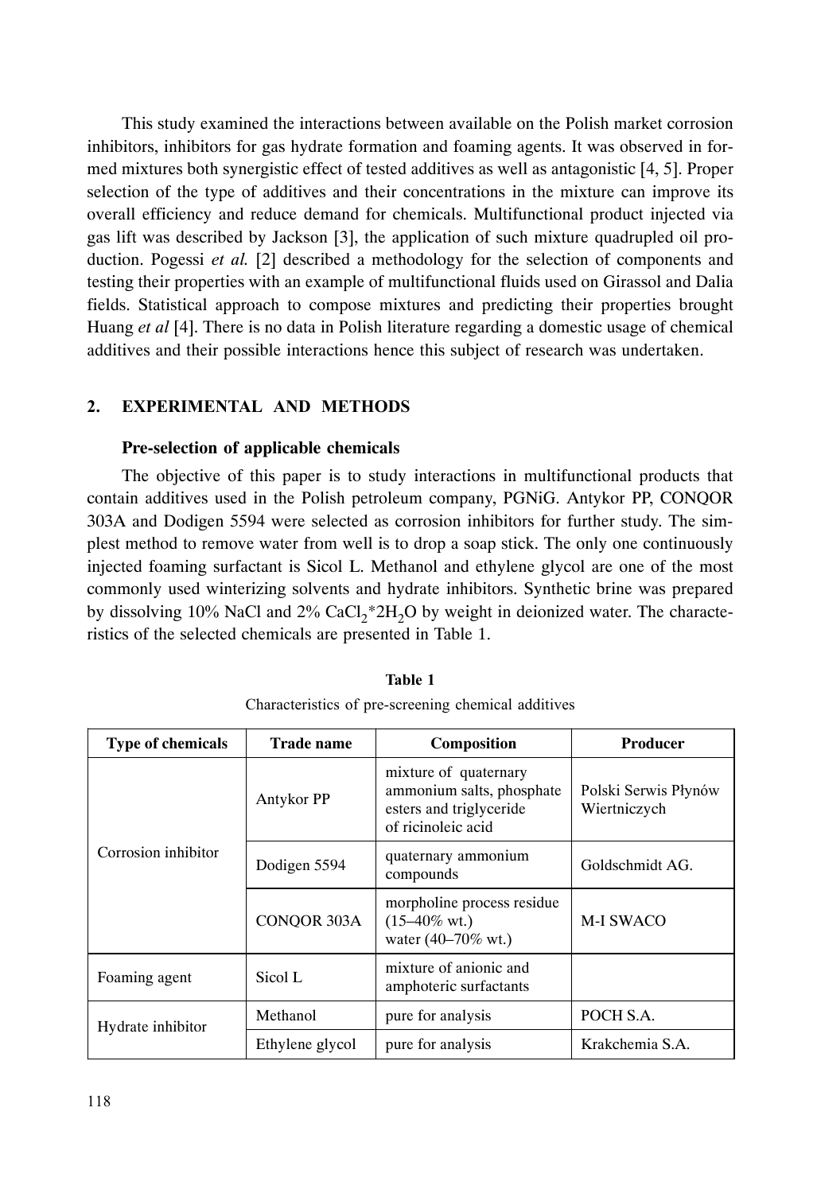This study examined the interactions between available on the Polish market corrosion inhibitors, inhibitors for gas hydrate formation and foaming agents. It was observed in formed mixtures both synergistic effect of tested additives as well as antagonistic [4, 5]. Proper selection of the type of additives and their concentrations in the mixture can improve its overall efficiency and reduce demand for chemicals. Multifunctional product injected via gas lift was described by Jackson [3], the application of such mixture quadrupled oil production. Pogessi *et al.* [2] described a methodology for the selection of components and testing their properties with an example of multifunctional fluids used on Girassol and Dalia fields. Statistical approach to compose mixtures and predicting their properties brought Huang *et al* [4]. There is no data in Polish literature regarding a domestic usage of chemical additives and their possible interactions hence this subject of research was undertaken.

## 2. EXPERIMENTAL AND METHODS

### Pre-selection of applicable chemicals

The objective of this paper is to study interactions in multifunctional products that contain additives used in the Polish petroleum company, PGNiG. Antykor PP, CONQOR 303A and Dodigen 5594 were selected as corrosion inhibitors for further study. The simplest method to remove water from well is to drop a soap stick. The only one continuously injected foaming surfactant is Sicol L. Methanol and ethylene glycol are one of the most commonly used winterizing solvents and hydrate inhibitors. Synthetic brine was prepared by dissolving 10% NaCl and 2% $CaCl_2*2H_2O$ by weight in deionized water. The characteristics of the selected chemicals are presented in Table 1.

**Table 1**

Characteristics of pre-screening chemical additives

| Type of chemicals | Trade name | Composition | Producer |
|---|---|---|---|
| Corrosion inhibitor | Antykor PP | mixture of quaternary ammonium salts, phosphate esters and triglyceride of ricinoleic acid | Polski Serwis Płynów Wiertniczych |
| | Dodigen 5594 | quaternary ammonium compounds | Goldschmidt AG. |
| | CONQOR 303A | morpholine process residue (15–40% wt.) water (40–70% wt.) | M-I SWACO |
| Foaming agent | Sicol L | mixture of anionic and amphoteric surfactants | |
| Hydrate inhibitor | Methanol | pure for analysis | POCH S.A. |
| | Ethylene glycol | pure for analysis | Krakchemia S.A. |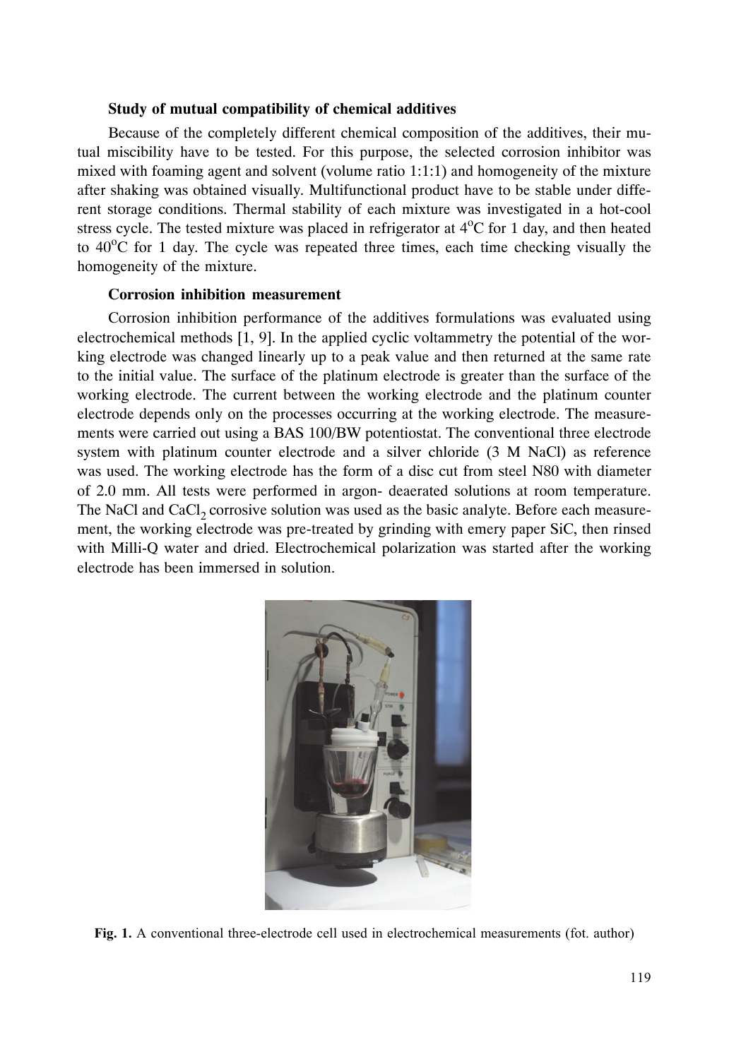**Study of mutual compatibility of chemical additives**

Because of the completely different chemical composition of the additives, their mutual miscibility have to be tested. For this purpose, the selected corrosion inhibitor was mixed with foaming agent and solvent (volume ratio 1:1:1) and homogeneity of the mixture after shaking was obtained visually. Multifunctional product have to be stable under different storage conditions. Thermal stability of each mixture was investigated in a hot-cool stress cycle. The tested mixture was placed in refrigerator at 4°C for 1 day, and then heated to 40°C for 1 day. The cycle was repeated three times, each time checking visually the homogeneity of the mixture.

**Corrosion inhibition measurement**

Corrosion inhibition performance of the additives formulations was evaluated using electrochemical methods [1, 9]. In the applied cyclic voltammetry the potential of the working electrode was changed linearly up to a peak value and then returned at the same rate to the initial value. The surface of the platinum electrode is greater than the surface of the working electrode. The current between the working electrode and the platinum counter electrode depends only on the processes occurring at the working electrode. The measurements were carried out using a BAS 100/BW potentiostat. The conventional three electrode system with platinum counter electrode and a silver chloride (3 M NaCl) as reference was used. The working electrode has the form of a disc cut from steel N80 with diameter of 2.0 mm. All tests were performed in argon- deaerated solutions at room temperature. The NaCl and $CaCl_2$ corrosive solution was used as the basic analyte. Before each measurement, the working electrode was pre-treated by grinding with emery paper SiC, then rinsed with Milli-Q water and dried. Electrochemical polarization was started after the working electrode has been immersed in solution.

**Fig. 1.** A conventional three-electrode cell used in electrochemical measurements (fot. author)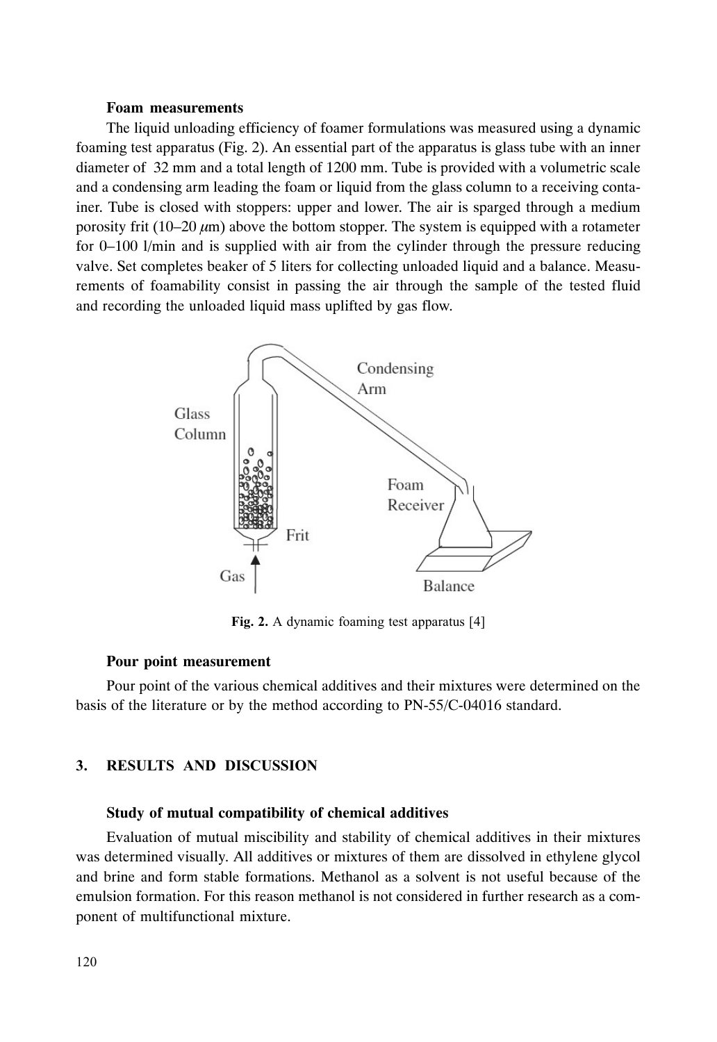**Foam measurements**

The liquid unloading efficiency of foamer formulations was measured using a dynamic foaming test apparatus (Fig. 2). An essential part of the apparatus is glass tube with an inner diameter of 32 mm and a total length of 1200 mm. Tube is provided with a volumetric scale and a condensing arm leading the foam or liquid from the glass column to a receiving container. Tube is closed with stoppers: upper and lower. The air is sparged through a medium porosity frit (10–20 $\mu$m) above the bottom stopper. The system is equipped with a rotameter for 0–100 l/min and is supplied with air from the cylinder through the pressure reducing valve. Set completes beaker of 5 liters for collecting unloaded liquid and a balance. Measurements of foamability consist in passing the air through the sample of the tested fluid and recording the unloaded liquid mass uplifted by gas flow.

**Fig. 2.** A dynamic foaming test apparatus [4]

**Pour point measurement**

Pour point of the various chemical additives and their mixtures were determined on the basis of the literature or by the method according to PN-55/C-04016 standard.

## 3. RESULTS AND DISCUSSION

**Study of mutual compatibility of chemical additives**

Evaluation of mutual miscibility and stability of chemical additives in their mixtures was determined visually. All additives or mixtures of them are dissolved in ethylene glycol and brine and form stable formations. Methanol as a solvent is not useful because of the emulsion formation. For this reason methanol is not considered in further research as a component of multifunctional mixture.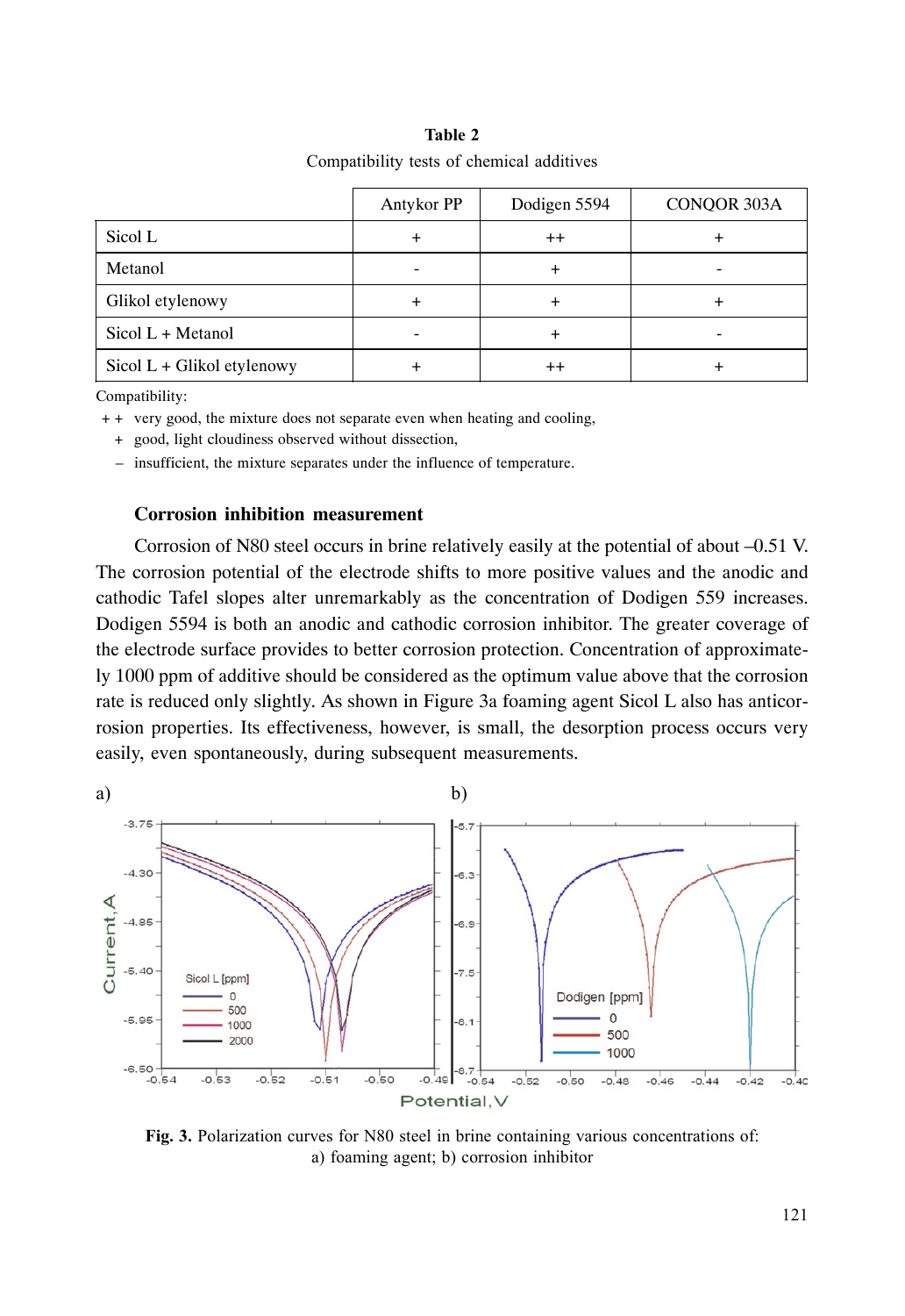**Table 2**

Compatibility tests of chemical additives

| | Antykor PP | Dodigen 5594 | CONQOR 303A |
|---|---|---|---|
| Sicol L | + | ++ | + |
| Metanol | - | + | - |
| Glikol etylenowy | + | + | + |
| Sicol L + Metanol | - | + | - |
| Sicol L + Glikol etylenowy | + | ++ | + |

Compatibility:

+ + very good, the mixture does not separate even when heating and cooling,
+ good, light cloudiness observed without dissection,
– insufficient, the mixture separates under the influence of temperature.

### Corrosion inhibition measurement

Corrosion of N80 steel occurs in brine relatively easily at the potential of about –0.51 V. The corrosion potential of the electrode shifts to more positive values and the anodic and cathodic Tafel slopes alter unremarkably as the concentration of Dodigen 559 increases. Dodigen 5594 is both an anodic and cathodic corrosion inhibitor. The greater coverage of the electrode surface provides to better corrosion protection. Concentration of approximately 1000 ppm of additive should be considered as the optimum value above that the corrosion rate is reduced only slightly. As shown in Figure 3a foaming agent Sicol L also has anticorrosion properties. Its effectiveness, however, is small, the desorption process occurs very easily, even spontaneously, during subsequent measurements.

**Fig. 3.** Polarization curves for N80 steel in brine containing various concentrations of: a) foaming agent; b) corrosion inhibitor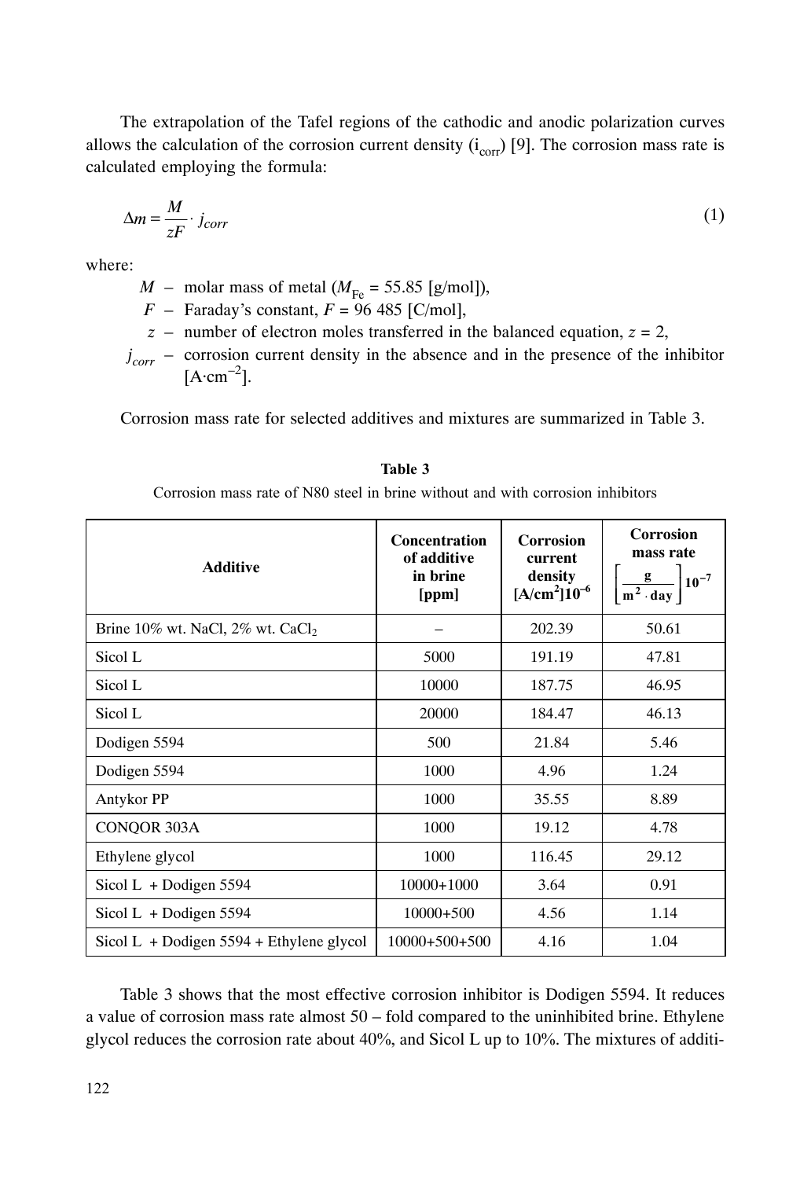The extrapolation of the Tafel regions of the cathodic and anodic polarization curves allows the calculation of the corrosion current density ($i_{corr}$) [9]. The corrosion mass rate is calculated employing the formula:

$$\Delta m = \frac{M}{zF} \cdot j_{corr} \tag{1}$$

where:

- $M$ – molar mass of metal ($M_{Fe}$ = 55.85 [g/mol]),
- $F$ – Faraday's constant, $F$ = 96 485 [C/mol],
- $z$ – number of electron moles transferred in the balanced equation, $z$ = 2,
- $j_{corr}$ – corrosion current density in the absence and in the presence of the inhibitor [$A \cdot cm^{-2}$].

Corrosion mass rate for selected additives and mixtures are summarized in Table 3.

**Table 3**

Corrosion mass rate of N80 steel in brine without and with corrosion inhibitors

| Additive | Concentration of additive in brine [ppm] | Corrosion current density [$A/cm^2$]$10^{-6}$ | Corrosion mass rate $\left[\frac{g}{m^2 \cdot day}\right]10^{-7}$ |
|---|---|---|---|
| Brine 10% wt. NaCl, 2% wt. $CaCl_2$ | – | 202.39 | 50.61 |
| Sicol L | 5000 | 191.19 | 47.81 |
| Sicol L | 10000 | 187.75 | 46.95 |
| Sicol L | 20000 | 184.47 | 46.13 |
| Dodigen 5594 | 500 | 21.84 | 5.46 |
| Dodigen 5594 | 1000 | 4.96 | 1.24 |
| Antykor PP | 1000 | 35.55 | 8.89 |
| CONQOR 303A | 1000 | 19.12 | 4.78 |
| Ethylene glycol | 1000 | 116.45 | 29.12 |
| Sicol L + Dodigen 5594 | 10000+1000 | 3.64 | 0.91 |
| Sicol L + Dodigen 5594 | 10000+500 | 4.56 | 1.14 |
| Sicol L + Dodigen 5594 + Ethylene glycol | 10000+500+500 | 4.16 | 1.04 |

Table 3 shows that the most effective corrosion inhibitor is Dodigen 5594. It reduces a value of corrosion mass rate almost 50 – fold compared to the uninhibited brine. Ethylene glycol reduces the corrosion rate about 40%, and Sicol L up to 10%. The mixtures of additi-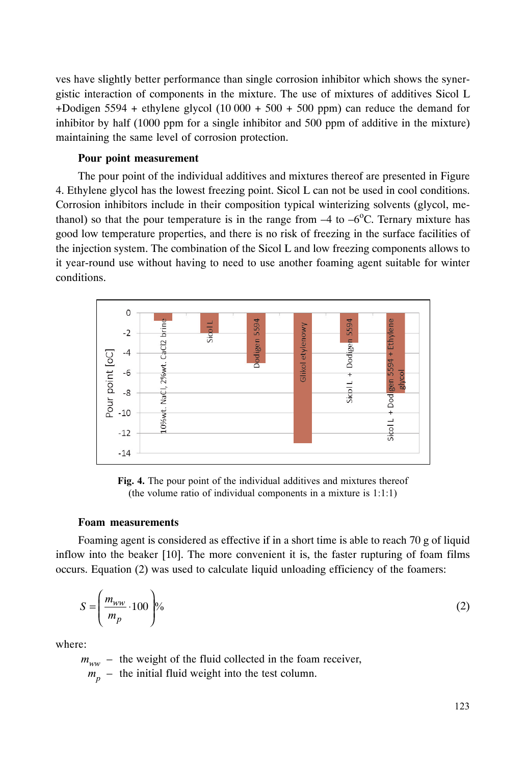ves have slightly better performance than single corrosion inhibitor which shows the synergistic interaction of components in the mixture. The use of mixtures of additives Sicol L +Dodigen 5594 + ethylene glycol (10 000 + 500 + 500 ppm) can reduce the demand for inhibitor by half (1000 ppm for a single inhibitor and 500 ppm of additive in the mixture) maintaining the same level of corrosion protection.

**Pour point measurement**

The pour point of the individual additives and mixtures thereof are presented in Figure 4. Ethylene glycol has the lowest freezing point. Sicol L can not be used in cool conditions. Corrosion inhibitors include in their composition typical winterizing solvents (glycol, methanol) so that the pour temperature is in the range from –4 to –6°C. Ternary mixture has good low temperature properties, and there is no risk of freezing in the surface facilities of the injection system. The combination of the Sicol L and low freezing components allows to it year-round use without having to need to use another foaming agent suitable for winter conditions.

**Fig. 4.** The pour point of the individual additives and mixtures thereof (the volume ratio of individual components in a mixture is 1:1:1)

**Foam measurements**

Foaming agent is considered as effective if in a short time is able to reach 70 g of liquid inflow into the beaker [10]. The more convenient it is, the faster rupturing of foam films occurs. Equation (2) was used to calculate liquid unloading efficiency of the foamers:

$$S = \left( \frac{m_{ww}}{m_p} \cdot 100 \right) \% \tag{2}$$

where:

$m_{ww}$ – the weight of the fluid collected in the foam receiver,

$m_p$ – the initial fluid weight into the test column.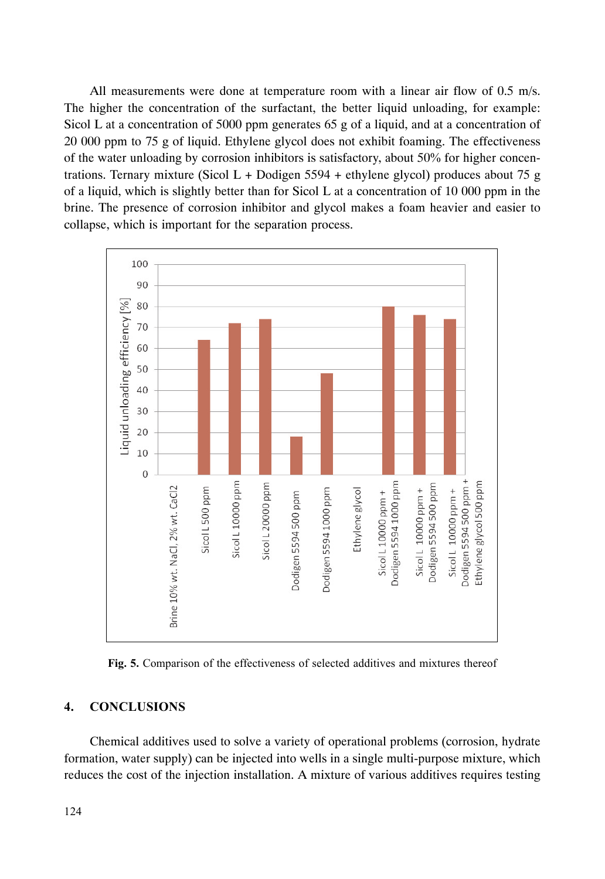All measurements were done at temperature room with a linear air flow of 0.5 m/s. The higher the concentration of the surfactant, the better liquid unloading, for example: Sicol L at a concentration of 5000 ppm generates 65 g of a liquid, and at a concentration of 20 000 ppm to 75 g of liquid. Ethylene glycol does not exhibit foaming. The effectiveness of the water unloading by corrosion inhibitors is satisfactory, about 50% for higher concentrations. Ternary mixture (Sicol L + Dodigen 5594 + ethylene glycol) produces about 75 g of a liquid, which is slightly better than for Sicol L at a concentration of 10 000 ppm in the brine. The presence of corrosion inhibitor and glycol makes a foam heavier and easier to collapse, which is important for the separation process.

Fig. 5. Comparison of the effectiveness of selected additives and mixtures thereof

## 4. CONCLUSIONS

Chemical additives used to solve a variety of operational problems (corrosion, hydrate formation, water supply) can be injected into wells in a single multi-purpose mixture, which reduces the cost of the injection installation. A mixture of various additives requires testing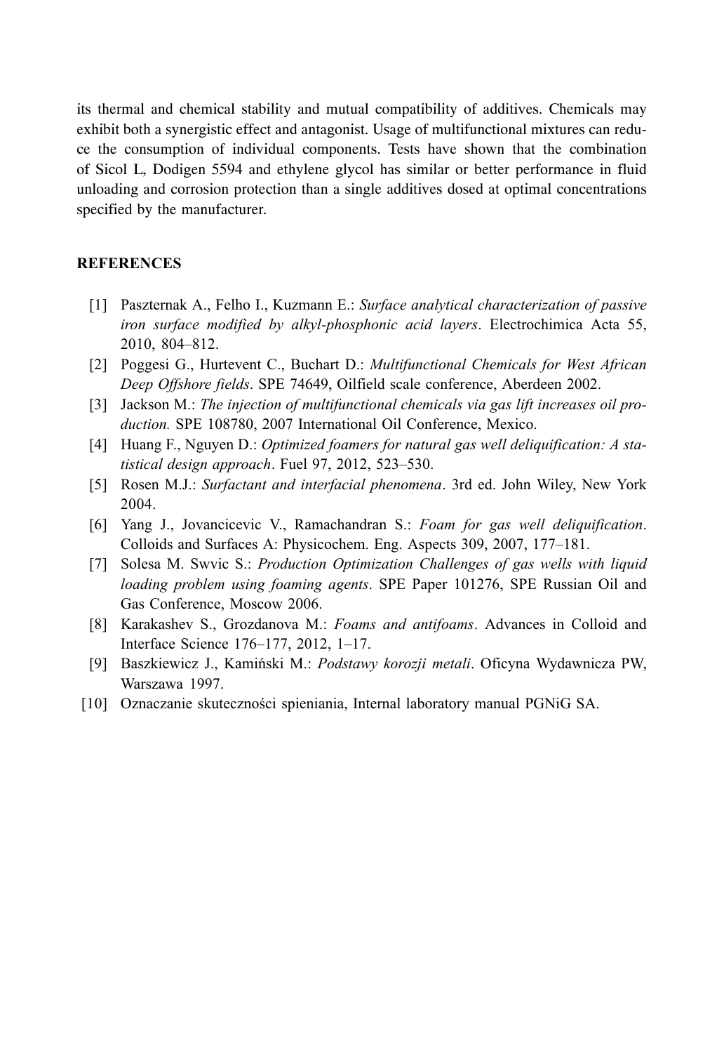its thermal and chemical stability and mutual compatibility of additives. Chemicals may exhibit both a synergistic effect and antagonist. Usage of multifunctional mixtures can reduce the consumption of individual components. Tests have shown that the combination of Sicol L, Dodigen 5594 and ethylene glycol has similar or better performance in fluid unloading and corrosion protection than a single additives dosed at optimal concentrations specified by the manufacturer.

## REFERENCES

[1] Paszternak A., Felho I., Kuzmann E.: *Surface analytical characterization of passive iron surface modified by alkyl-phosphonic acid layers*. Electrochimica Acta 55, 2010, 804–812.

[2] Poggesi G., Hurtevent C., Buchart D.: *Multifunctional Chemicals for West African Deep Offshore fields*. SPE 74649, Oilfield scale conference, Aberdeen 2002.

[3] Jackson M.: *The injection of multifunctional chemicals via gas lift increases oil production.* SPE 108780, 2007 International Oil Conference, Mexico.

[4] Huang F., Nguyen D.: *Optimized foamers for natural gas well deliquification: A statistical design approach*. Fuel 97, 2012, 523–530.

[5] Rosen M.J.: *Surfactant and interfacial phenomena*. 3rd ed. John Wiley, New York 2004.

[6] Yang J., Jovancicevic V., Ramachandran S.: *Foam for gas well deliquification*. Colloids and Surfaces A: Physicochem. Eng. Aspects 309, 2007, 177–181.

[7] Solesa M. Swvic S.: *Production Optimization Challenges of gas wells with liquid loading problem using foaming agents*. SPE Paper 101276, SPE Russian Oil and Gas Conference, Moscow 2006.

[8] Karakashev S., Grozdanova M.: *Foams and antifoams*. Advances in Colloid and Interface Science 176–177, 2012, 1–17.

[9] Baszkiewicz J., Kamiński M.: *Podstawy korozji metali*. Oficyna Wydawnicza PW, Warszawa 1997.

[10] Oznaczanie skuteczności spieniania, Internal laboratory manual PGNiG SA.